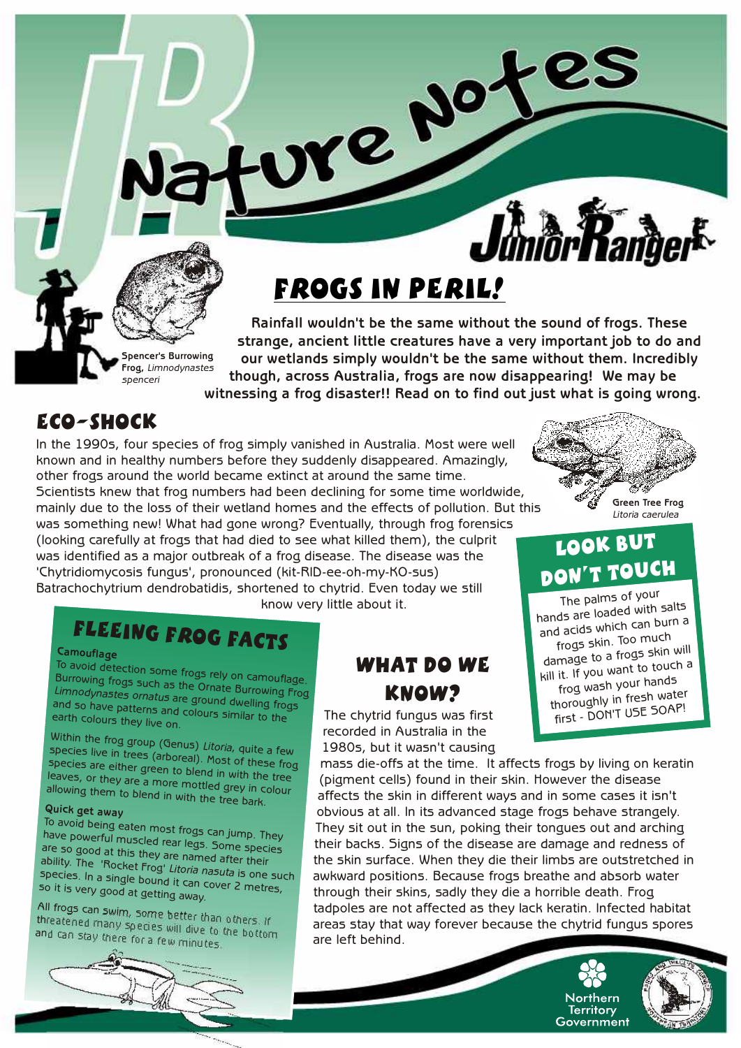# Nature Notes

Junior Ranger

## FROGS IN PERIL!

Spencer's Burrowing Frog, *Limnodynastes spenceri*

**Rainfall wouldn't be the same without the sound of frogs. These strange, ancient little creatures have a very important job to do and our wetlands simply wouldn't be the same without them. Incredibly though, across Australia, frogs are now disappearing! We may be witnessing a frog disaster!! Read on to find out just what is going wrong.**

## ECO-SHOCK

In the 1990s, four species of frog simply vanished in Australia. Most were well known and in healthy numbers before they suddenly disappeared. Amazingly, other frogs around the world became extinct at around the same time. Scientists knew that frog numbers had been declining for some time worldwide, mainly due to the loss of their wetland homes and the effects of pollution. But this was something new! What had gone wrong? Eventually, through frog forensics (looking carefully at frogs that had died to see what killed them), the culprit was identified as a major outbreak of a frog disease. The disease was the 'Chytridiomycosis fungus', pronounced (kit-RID-ee-oh-my-KO-sus) Batrachochytrium dendrobatidis, shortened to chytrid. Even today we still know very little about it.

Green Tree Frog *Litoria caerulea*

## LOOK BUT DON'T TOUCH

The palms of your hands are loaded with salts and acids which can burn a frogs skin. Too much damage to a frogs skin will kill it. If you want to touch a frog wash your hands thoroughly in fresh water first - DON'T USE SOAP!

## FLEEING FROG FACTS

**Camouflage**

To avoid detection some frogs rely on camouflage. Burrowing frogs such as the Ornate Burrowing Frog *Limnodynastes ornatus* are ground dwelling frogs and so have patterns and colours similar to the earth colours they live on.

Within the frog group (Genus) *Litoria*, quite a few species live in trees (arboreal). Most of these frog species are either green to blend in with the tree leaves, or they are a more mottled grey in colour allowing them to blend in with the tree bark.

**Quick get away**

To avoid being eaten most frogs can jump. They have powerful muscled rear legs. Some species are so good at this they are named after their ability. The 'Rocket Frog' *Litoria nasuta* is one such species. In a single bound it can cover 2 metres, so it is very good at getting away.

All frogs can swim, some better than others. If threatened many species will dive to the bottom and can stay there for a few minutes.

## WHAT DO WE KNOW?

The chytrid fungus was first recorded in Australia in the 1980s, but it wasn't causing mass die-offs at the time. It affects frogs by living on keratin (pigment cells) found in their skin. However the disease affects the skin in different ways and in some cases it isn't obvious at all. In its advanced stage frogs behave strangely. They sit out in the sun, poking their tongues out and arching their backs. Signs of the disease are damage and redness of the skin surface. When they die their limbs are outstretched in awkward positions. Because frogs breathe and absorb water through their skins, sadly they die a horrible death. Frog tadpoles are not affected as they lack keratin. Infected habitat areas stay that way forever because the chytrid fungus spores are left behind.

Northern Territory Government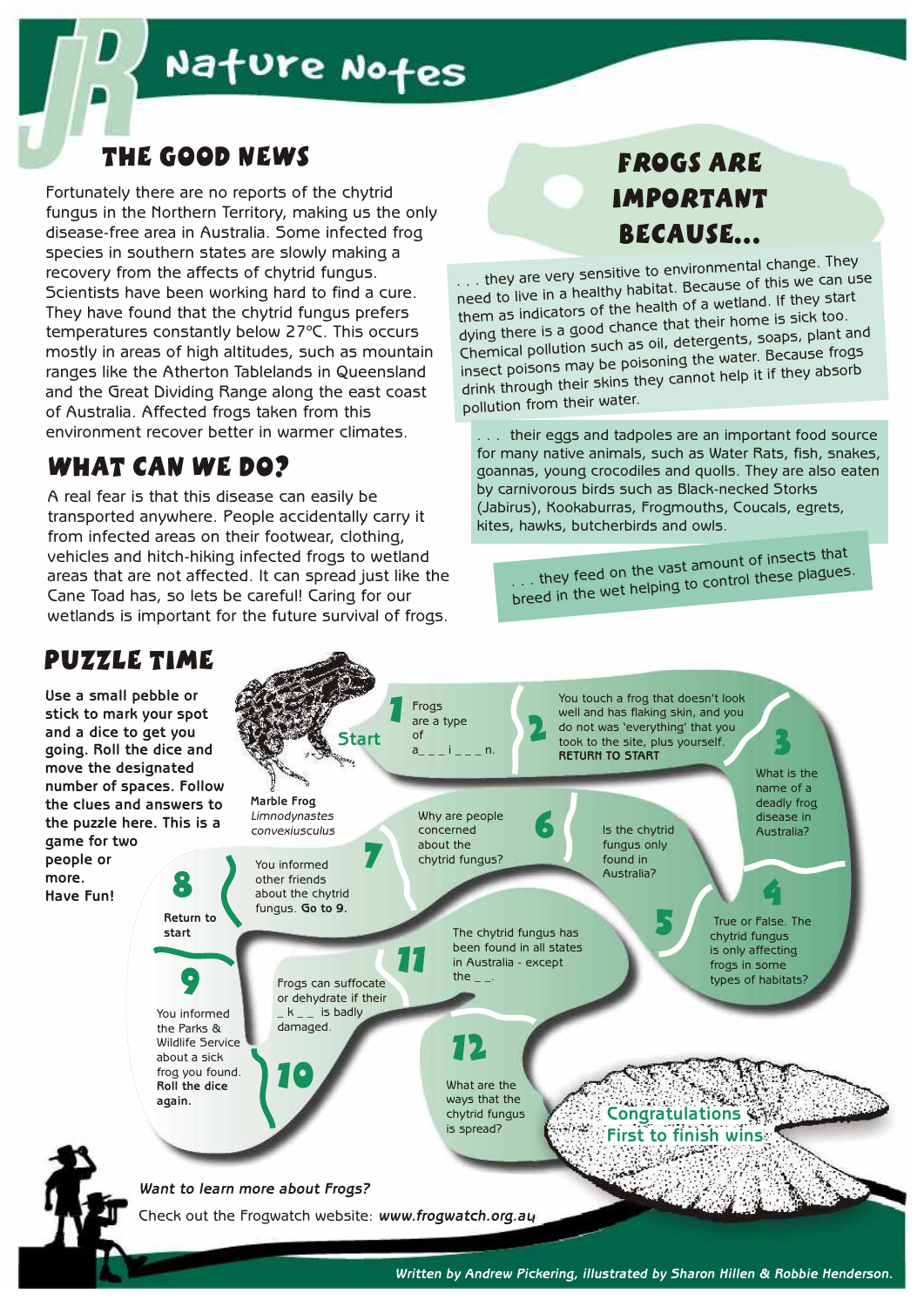# Nature Notes

## THE GOOD NEWS

Fortunately there are no reports of the chytrid fungus in the Northern Territory, making us the only disease-free area in Australia. Some infected frog species in southern states are slowly making a recovery from the affects of chytrid fungus. Scientists have been working hard to find a cure. They have found that the chytrid fungus prefers temperatures constantly below 27°C. This occurs mostly in areas of high altitudes, such as mountain ranges like the Atherton Tablelands in Queensland and the Great Dividing Range along the east coast of Australia. Affected frogs taken from this environment recover better in warmer climates.

## WHAT CAN WE DO?

A real fear is that this disease can easily be transported anywhere. People accidentally carry it from infected areas on their footwear, clothing, vehicles and hitch-hiking infected frogs to wetland areas that are not affected. It can spread just like the Cane Toad has, so lets be careful! Caring for our wetlands is important for the future survival of frogs.

## FROGS ARE IMPORTANT BECAUSE...

. . . they are very sensitive to environmental change. They need to live in a healthy habitat. Because of this we can use them as indicators of the health of a wetland. If they start dying there is a good chance that their home is sick too. Chemical pollution such as oil, detergents, soaps, plant and insect poisons may be poisoning the water. Because frogs drink through their skins they cannot help it if they absorb pollution from their water.

. . . their eggs and tadpoles are an important food source for many native animals, such as Water Rats, fish, snakes, goannas, young crocodiles and quolls. They are also eaten by carnivorous birds such as Black-necked Storks (Jabirus), Kookaburras, Frogmouths, Coucals, egrets, kites, hawks, butcherbirds and owls.

. . . they feed on the vast amount of insects that breed in the wet helping to control these plagues.

## PUZZLE TIME

**Use a small pebble or stick to mark your spot and a dice to get you going. Roll the dice and move the designated number of spaces. Follow the clues and answers to the puzzle here. This is a game for two people or more. Have Fun!**

Marble Frog
*Limnodynastes convexiusculus*

Start

1. Frogs are a type of a _ _ _ i _ _ _ n.
2. You touch a frog that doesn't look well and has flaking skin, and you do not was 'everything' that you took to the site, plus yourself. **RETURN TO START**
3. What is the name of a deadly frog disease in Australia?
4. True or False. The chytrid fungus is only affecting frogs in some types of habitats?
5. Is the chytrid fungus only found in Australia?
6. Why are people concerned about the chytrid fungus?
7. You informed other friends about the chytrid fungus. **Go to 9.**
8. Return to start
9. You informed the Parks & Wildlife Service about a sick frog you found. **Roll the dice again.**
10. Frogs can suffocate or dehydrate if their _ k _ _ is badly damaged.
11. The chytrid fungus has been found in all states in Australia - except the _ _.
12. What are the ways that the chytrid fungus is spread?

Congratulations First to finish wins

*Want to learn more about Frogs?*

Check out the Frogwatch website: ***www.frogwatch.org.au***

*Written by Andrew Pickering, illustrated by Sharon Hillen & Robbie Henderson.*